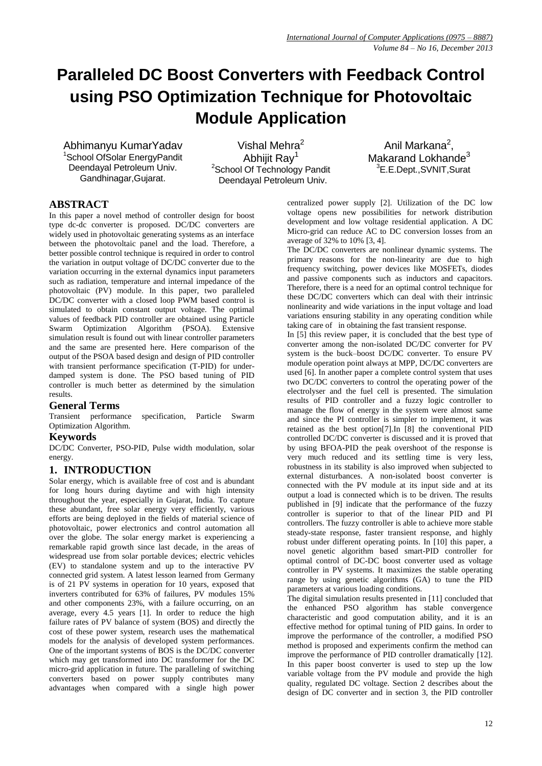# Paralleled DC Boost Converters with Feedback Control using PSO Optimization Technique for Photovoltaic Module Application

Abhimanyu KumarYadav
[1]School OfSolar EnergyPandit Deendayal Petroleum Univ. Gandhinagar,Gujarat.

Vishal Mehra[2]
Abhijit Ray[1]
[2]School Of Technology Pandit Deendayal Petroleum Univ.

Anil Markana[2],
Makarand Lokhande[3]
[3]E.E.Dept.,SVNIT,Surat

## ABSTRACT

In this paper a novel method of controller design for boost type dc-dc converter is proposed. DC/DC converters are widely used in photovoltaic generating systems as an interface between the photovoltaic panel and the load. Therefore, a better possible control technique is required in order to control the variation in output voltage of DC/DC converter due to the variation occurring in the external dynamics input parameters such as radiation, temperature and internal impedance of the photovoltaic (PV) module. In this paper, two paralleled DC/DC converter with a closed loop PWM based control is simulated to obtain constant output voltage. The optimal values of feedback PID controller are obtained using Particle Swarm Optimization Algorithm (PSOA). Extensive simulation result is found out with linear controller parameters and the same are presented here. Here comparison of the output of the PSOA based design and design of PID controller with transient performance specification (T-PID) for under-damped system is done. The PSO based tuning of PID controller is much better as determined by the simulation results.

### General Terms

Transient performance specification, Particle Swarm Optimization Algorithm.

### Keywords

DC/DC Converter, PSO-PID, Pulse width modulation, solar energy.

## 1. INTRODUCTION

Solar energy, which is available free of cost and is abundant for long hours during daytime and with high intensity throughout the year, especially in Gujarat, India. To capture these abundant, free solar energy very efficiently, various efforts are being deployed in the fields of material science of photovoltaic, power electronics and control automation all over the globe. The solar energy market is experiencing a remarkable rapid growth since last decade, in the areas of widespread use from solar portable devices; electric vehicles (EV) to standalone system and up to the interactive PV connected grid system. A latest lesson learned from Germany is of 21 PV systems in operation for 10 years, exposed that inverters contributed for 63% of failures, PV modules 15% and other components 23%, with a failure occurring, on an average, every 4.5 years [1]. In order to reduce the high failure rates of PV balance of system (BOS) and directly the cost of these power system, research uses the mathematical models for the analysis of developed system performances. One of the important systems of BOS is the DC/DC converter which may get transformed into DC transformer for the DC micro-grid application in future. The paralleling of switching converters based on power supply contributes many advantages when compared with a single high power centralized power supply [2]. Utilization of the DC low voltage opens new possibilities for network distribution development and low voltage residential application. A DC Micro-grid can reduce AC to DC conversion losses from an average of 32% to 10% [3, 4].

The DC/DC converters are nonlinear dynamic systems. The primary reasons for the non-linearity are due to high frequency switching, power devices like MOSFETs, diodes and passive components such as inductors and capacitors. Therefore, there is a need for an optimal control technique for these DC/DC converters which can deal with their intrinsic nonlinearity and wide variations in the input voltage and load variations ensuring stability in any operating condition while taking care of in obtaining the fast transient response.

In [5] this review paper, it is concluded that the best type of converter among the non-isolated DC/DC converter for PV system is the buck–boost DC/DC converter. To ensure PV module operation point always at MPP, DC/DC converters are used [6]. In another paper a complete control system that uses two DC/DC converters to control the operating power of the electrolyser and the fuel cell is presented. The simulation results of PID controller and a fuzzy logic controller to manage the flow of energy in the system were almost same and since the PI controller is simpler to implement, it was retained as the best option[7].In [8] the conventional PID controlled DC/DC converter is discussed and it is proved that by using BFOA-PID the peak overshoot of the response is very much reduced and its settling time is very less, robustness in its stability is also improved when subjected to external disturbances. A non-isolated boost converter is connected with the PV module at its input side and at its output a load is connected which is to be driven. The results published in [9] indicate that the performance of the fuzzy controller is superior to that of the linear PID and PI controllers. The fuzzy controller is able to achieve more stable steady-state response, faster transient response, and highly robust under different operating points. In [10] this paper, a novel genetic algorithm based smart-PID controller for optimal control of DC-DC boost converter used as voltage controller in PV systems. It maximizes the stable operating range by using genetic algorithms (GA) to tune the PID parameters at various loading conditions.

The digital simulation results presented in [11] concluded that the enhanced PSO algorithm has stable convergence characteristic and good computation ability, and it is an effective method for optimal tuning of PID gains. In order to improve the performance of the controller, a modified PSO method is proposed and experiments confirm the method can improve the performance of PID controller dramatically [12]. In this paper boost converter is used to step up the low variable voltage from the PV module and provide the high quality, regulated DC voltage. Section 2 describes about the design of DC converter and in section 3, the PID controller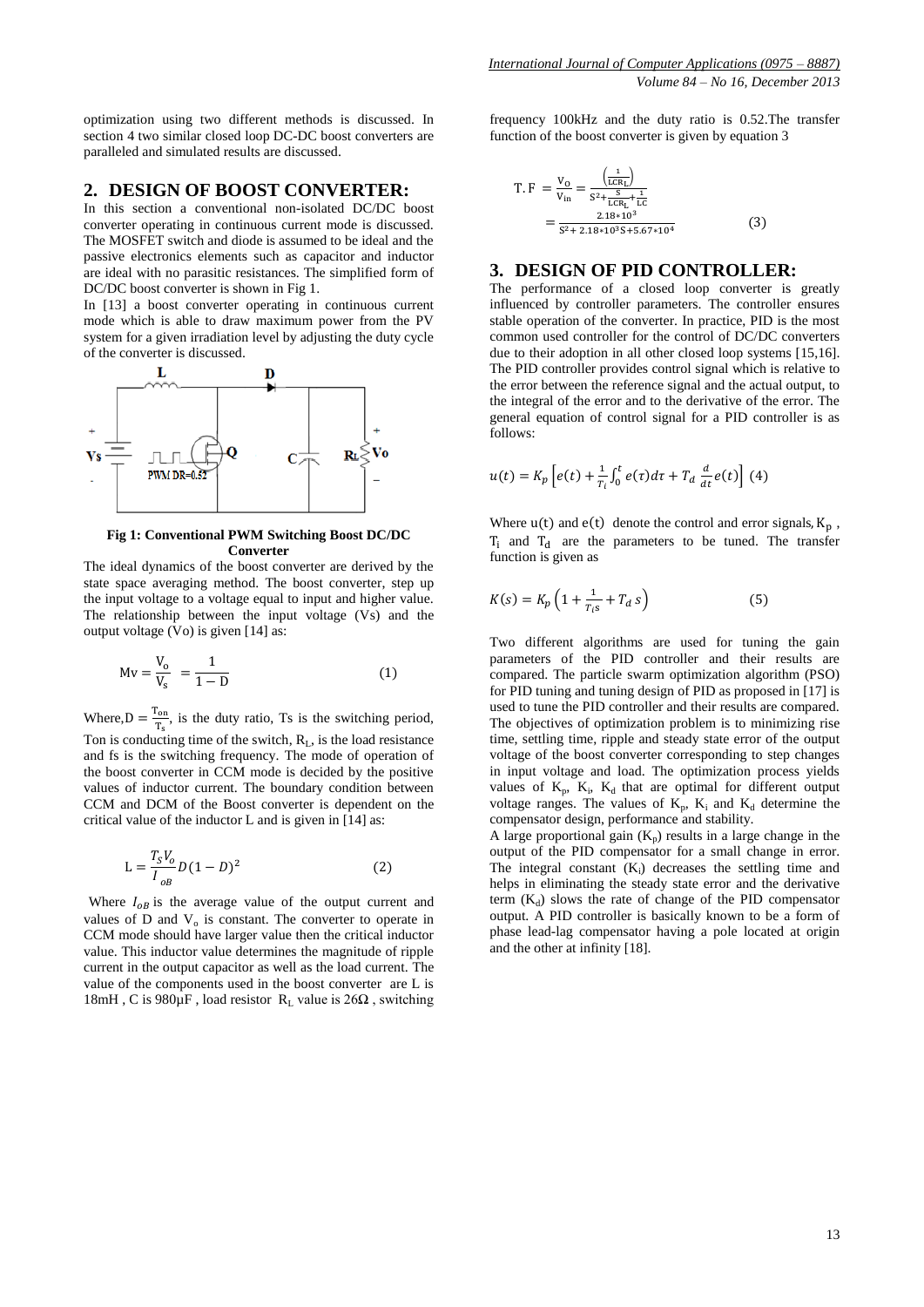optimization using two different methods is discussed. In section 4 two similar closed loop DC-DC boost converters are paralleled and simulated results are discussed.

## 2. DESIGN OF BOOST CONVERTER:

In this section a conventional non-isolated DC/DC boost converter operating in continuous current mode is discussed. The MOSFET switch and diode is assumed to be ideal and the passive electronics elements such as capacitor and inductor are ideal with no parasitic resistances. The simplified form of DC/DC boost converter is shown in Fig 1.

In [13] a boost converter operating in continuous current mode which is able to draw maximum power from the PV system for a given irradiation level by adjusting the duty cycle of the converter is discussed.

**Fig 1: Conventional PWM Switching Boost DC/DC Converter**

The ideal dynamics of the boost converter are derived by the state space averaging method. The boost converter, step up the input voltage to a voltage equal to input and higher value. The relationship between the input voltage (Vs) and the output voltage (Vo) is given [14] as:

$$\mathrm{Mv} = \frac{\mathrm{V_o}}{\mathrm{V_s}} = \frac{1}{1-\mathrm{D}} \qquad (1)$$

Where, $D = \frac{T_{on}}{T_s}$, is the duty ratio, Ts is the switching period, Ton is conducting time of the switch, $R_L$, is the load resistance and fs is the switching frequency. The mode of operation of the boost converter in CCM mode is decided by the positive values of inductor current. The boundary condition between CCM and DCM of the Boost converter is dependent on the critical value of the inductor L and is given in [14] as:

$$\mathrm{L} = \frac{T_S V_o}{I_{oB}} D(1-D)^2 \qquad (2)$$

Where $I_{oB}$ is the average value of the output current and values of D and $V_o$ is constant. The converter to operate in CCM mode should have larger value then the critical inductor value. This inductor value determines the magnitude of ripple current in the output capacitor as well as the load current. The value of the components used in the boost converter are L is 18mH , C is 980µF , load resistor $R_L$ value is 26Ω , switching frequency 100kHz and the duty ratio is 0.52.The transfer function of the boost converter is given by equation 3

$$\mathrm{T.F} = \frac{\mathrm{V_o}}{\mathrm{V_{in}}} = \frac{\left(\frac{1}{LCR_L}\right)}{S^2 + \frac{S}{LCR_L} + \frac{1}{LC}} = \frac{2.18*10^3}{S^2 + 2.18*10^3 S + 5.67*10^4} \qquad (3)$$

## 3. DESIGN OF PID CONTROLLER:

The performance of a closed loop converter is greatly influenced by controller parameters. The controller ensures stable operation of the converter. In practice, PID is the most common used controller for the control of DC/DC converters due to their adoption in all other closed loop systems [15,16]. The PID controller provides control signal which is relative to the error between the reference signal and the actual output, to the integral of the error and to the derivative of the error. The general equation of control signal for a PID controller is as follows:

$$u(t) = K_p\left[e(t) + \frac{1}{T_i}\int_0^t e(\tau)d\tau + T_d\frac{d}{dt}e(t)\right] \quad (4)$$

Where $u(t)$ and $e(t)$ denote the control and error signals, $K_p$ , $T_i$ and $T_d$ are the parameters to be tuned. The transfer function is given as

$$K(s) = K_p\left(1 + \frac{1}{T_i s} + T_d\, s\right) \qquad (5)$$

Two different algorithms are used for tuning the gain parameters of the PID controller and their results are compared. The particle swarm optimization algorithm (PSO) for PID tuning and tuning design of PID as proposed in [17] is used to tune the PID controller and their results are compared. The objectives of optimization problem is to minimizing rise time, settling time, ripple and steady state error of the output voltage of the boost converter corresponding to step changes in input voltage and load. The optimization process yields values of $K_p$, $K_i$, $K_d$ that are optimal for different output voltage ranges. The values of $K_p$, $K_i$ and $K_d$ determine the compensator design, performance and stability.

A large proportional gain ($K_p$) results in a large change in the output of the PID compensator for a small change in error. The integral constant ($K_i$) decreases the settling time and helps in eliminating the steady state error and the derivative term ($K_d$) slows the rate of change of the PID compensator output. A PID controller is basically known to be a form of phase lead-lag compensator having a pole located at origin and the other at infinity [18].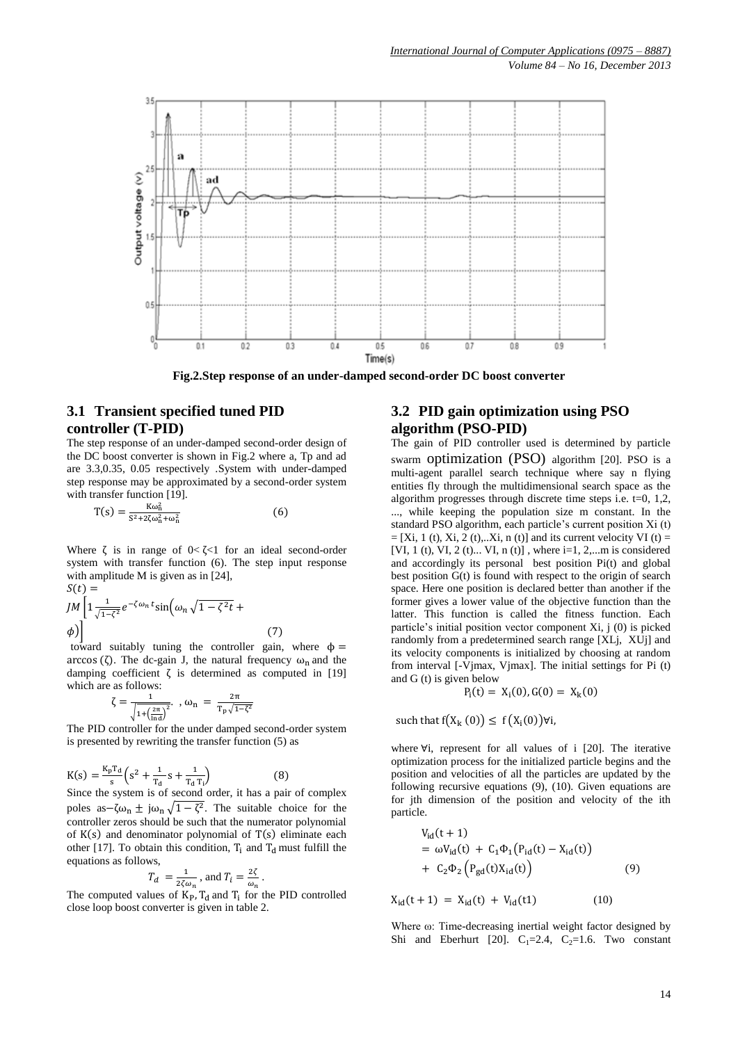Fig.2.Step response of an under-damped second-order DC boost converter

### 3.1 Transient specified tuned PID controller (T-PID)

The step response of an under-damped second-order design of the DC boost converter is shown in Fig.2 where a, Tp and ad are 3.3,0.35, 0.05 respectively .System with under-damped step response may be approximated by a second-order system with transfer function [19].

$$T(s) = \frac{K\omega_n^2}{S^2+2\zeta\omega_n^2+\omega_n^2} \qquad (6)$$

Where $\zeta$ is in range of $0<\zeta<1$ for an ideal second-order system with transfer function (6). The step input response with amplitude M is given as in [24],

$$S(t) = JM\left[1\frac{1}{\sqrt{1-\zeta^2}}e^{-\zeta\omega_n t}\sin\left(\omega_n\sqrt{1-\zeta^2 t} + \phi\right)\right] \qquad (7)$$

toward suitably tuning the controller gain, where $\phi = \arccos(\zeta)$. The dc-gain J, the natural frequency $\omega_n$ and the damping coefficient $\zeta$ is determined as computed in [19] which are as follows:

$$\zeta = \frac{1}{\sqrt{1+\left(\frac{2\pi}{\ln d}\right)^2}}\ , \omega_n = \frac{2\pi}{T_p\sqrt{1-\zeta^2}}$$

The PID controller for the under damped second-order system is presented by rewriting the transfer function (5) as

$$K(s) = \frac{K_P T_d}{s}\left(s^2 + \frac{1}{T_d}s + \frac{1}{T_d T_i}\right) \qquad (8)$$

Since the system is of second order, it has a pair of complex poles as$-\zeta\omega_n \pm j\omega_n\sqrt{1-\zeta^2}$. The suitable choice for the controller zeros should be such that the numerator polynomial of $K(s)$ and denominator polynomial of $T(s)$ eliminate each other [17]. To obtain this condition, $T_i$ and $T_d$ must fulfill the equations as follows,

$$T_d = \frac{1}{2\zeta\omega_n}, \text{ and } T_i = \frac{2\zeta}{\omega_n}.$$

The computed values of $K_P, T_d$ and $T_i$ for the PID controlled close loop boost converter is given in table 2.

### 3.2 PID gain optimization using PSO algorithm (PSO-PID)

The gain of PID controller used is determined by particle swarm optimization (PSO) algorithm [20]. PSO is a multi-agent parallel search technique where say n flying entities fly through the multidimensional search space as the algorithm progresses through discrete time steps i.e. t=0, 1,2, ..., while keeping the population size m constant. In the standard PSO algorithm, each particle's current position Xi (t) = [Xi, 1 (t), Xi, 2 (t),..Xi, n (t)] and its current velocity VI (t) = [VI, 1 (t), VI, 2 (t)... VI, n (t)] , where i=1, 2,...m is considered and accordingly its personal best position Pi(t) and global best position G(t) is found with respect to the origin of search space. Here one position is declared better than another if the former gives a lower value of the objective function than the latter. This function is called the fitness function. Each particle's initial position vector component Xi, j (0) is picked randomly from a predetermined search range [XLj, XUj] and its velocity components is initialized by choosing at random from interval [-Vjmax, Vjmax]. The initial settings for Pi (t) and G (t) is given below

$$P_i(t) = X_i(0), G(0) = X_k(0)$$

such that $f(X_k(0)) \leq f(X_i(0))\forall i$,

where $\forall i$, represent for all values of i [20]. The iterative optimization process for the initialized particle begins and the position and velocities of all the particles are updated by the following recursive equations (9), (10). Given equations are for jth dimension of the position and velocity of the ith particle.

$$V_{id}(t+1) = \omega V_{id}(t) + C_1\Phi_1\left(P_{id}(t) - X_{id}(t)\right) + C_2\Phi_2\left(P_{gd}(t)X_{id}(t)\right) \qquad (9)$$

$$X_{id}(t+1) = X_{id}(t) + V_{id}(t1) \qquad (10)$$

Where ω: Time-decreasing inertial weight factor designed by Shi and Eberhurt [20]. $C_1$=2.4, $C_2$=1.6. Two constant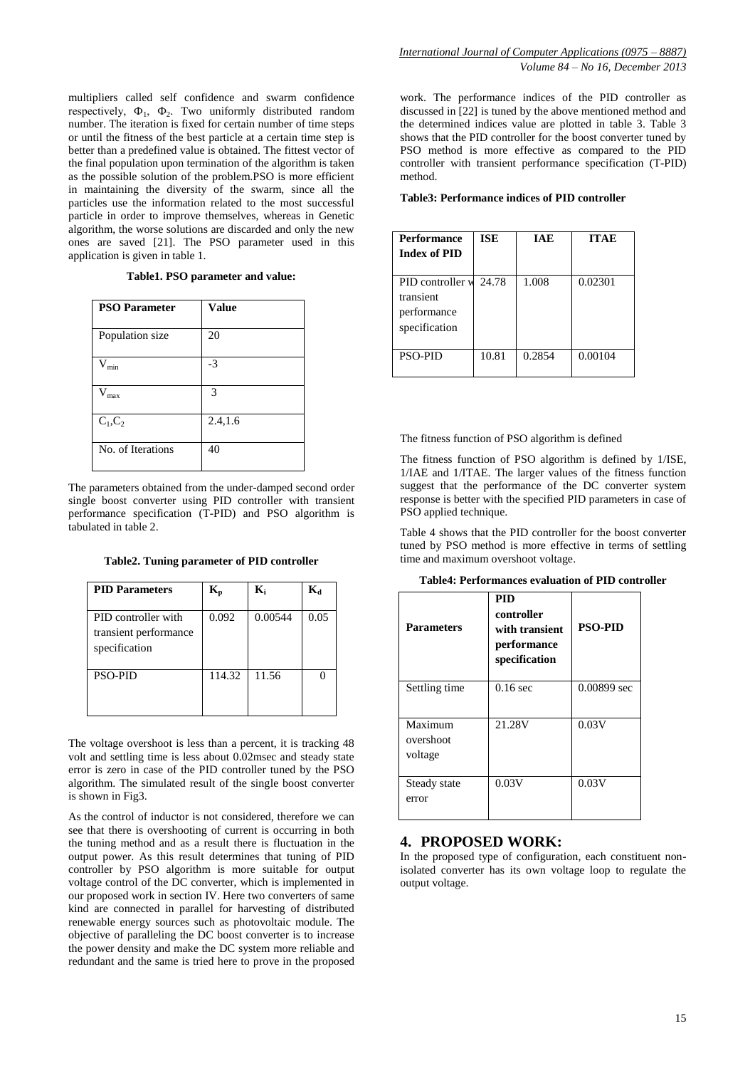multipliers called self confidence and swarm confidence respectively, $\Phi_1$, $\Phi_2$. Two uniformly distributed random number. The iteration is fixed for certain number of time steps or until the fitness of the best particle at a certain time step is better than a predefined value is obtained. The fittest vector of the final population upon termination of the algorithm is taken as the possible solution of the problem.PSO is more efficient in maintaining the diversity of the swarm, since all the particles use the information related to the most successful particle in order to improve themselves, whereas in Genetic algorithm, the worse solutions are discarded and only the new ones are saved [21]. The PSO parameter used in this application is given in table 1.

**Table1. PSO parameter and value:**

| PSO Parameter | Value |
|---|---|
| Population size | 20 |
| $V_{min}$ | -3 |
| $V_{max}$ | 3 |
| $C_1$,$C_2$ | 2.4,1.6 |
| No. of Iterations | 40 |

The parameters obtained from the under-damped second order single boost converter using PID controller with transient performance specification (T-PID) and PSO algorithm is tabulated in table 2.

**Table2. Tuning parameter of PID controller**

| PID Parameters | $K_p$ | $K_i$ | $K_d$ |
|---|---|---|---|
| PID controller with transient performance specification | 0.092 | 0.00544 | 0.05 |
| PSO-PID | 114.32 | 11.56 | 0 |

The voltage overshoot is less than a percent, it is tracking 48 volt and settling time is less about 0.02msec and steady state error is zero in case of the PID controller tuned by the PSO algorithm. The simulated result of the single boost converter is shown in Fig3.

As the control of inductor is not considered, therefore we can see that there is overshooting of current is occurring in both the tuning method and as a result there is fluctuation in the output power. As this result determines that tuning of PID controller by PSO algorithm is more suitable for output voltage control of the DC converter, which is implemented in our proposed work in section IV. Here two converters of same kind are connected in parallel for harvesting of distributed renewable energy sources such as photovoltaic module. The objective of paralleling the DC boost converter is to increase the power density and make the DC system more reliable and redundant and the same is tried here to prove in the proposed work. The performance indices of the PID controller as discussed in [22] is tuned by the above mentioned method and the determined indices value are plotted in table 3. Table 3 shows that the PID controller for the boost converter tuned by PSO method is more effective as compared to the PID controller with transient performance specification (T-PID) method.

**Table3: Performance indices of PID controller**

| Performance Index of PID | ISE | IAE | ITAE |
|---|---|---|---|
| PID controller w transient performance specification | 24.78 | 1.008 | 0.02301 |
| PSO-PID | 10.81 | 0.2854 | 0.00104 |

The fitness function of PSO algorithm is defined

The fitness function of PSO algorithm is defined by 1/ISE, 1/IAE and 1/ITAE. The larger values of the fitness function suggest that the performance of the DC converter system response is better with the specified PID parameters in case of PSO applied technique.

Table 4 shows that the PID controller for the boost converter tuned by PSO method is more effective in terms of settling time and maximum overshoot voltage.

**Table4: Performances evaluation of PID controller**

| Parameters | PID controller with transient performance specification | PSO-PID |
|---|---|---|
| Settling time | 0.16 sec | 0.00899 sec |
| Maximum overshoot voltage | 21.28V | 0.03V |
| Steady state error | 0.03V | 0.03V |

## 4. PROPOSED WORK:

In the proposed type of configuration, each constituent non-isolated converter has its own voltage loop to regulate the output voltage.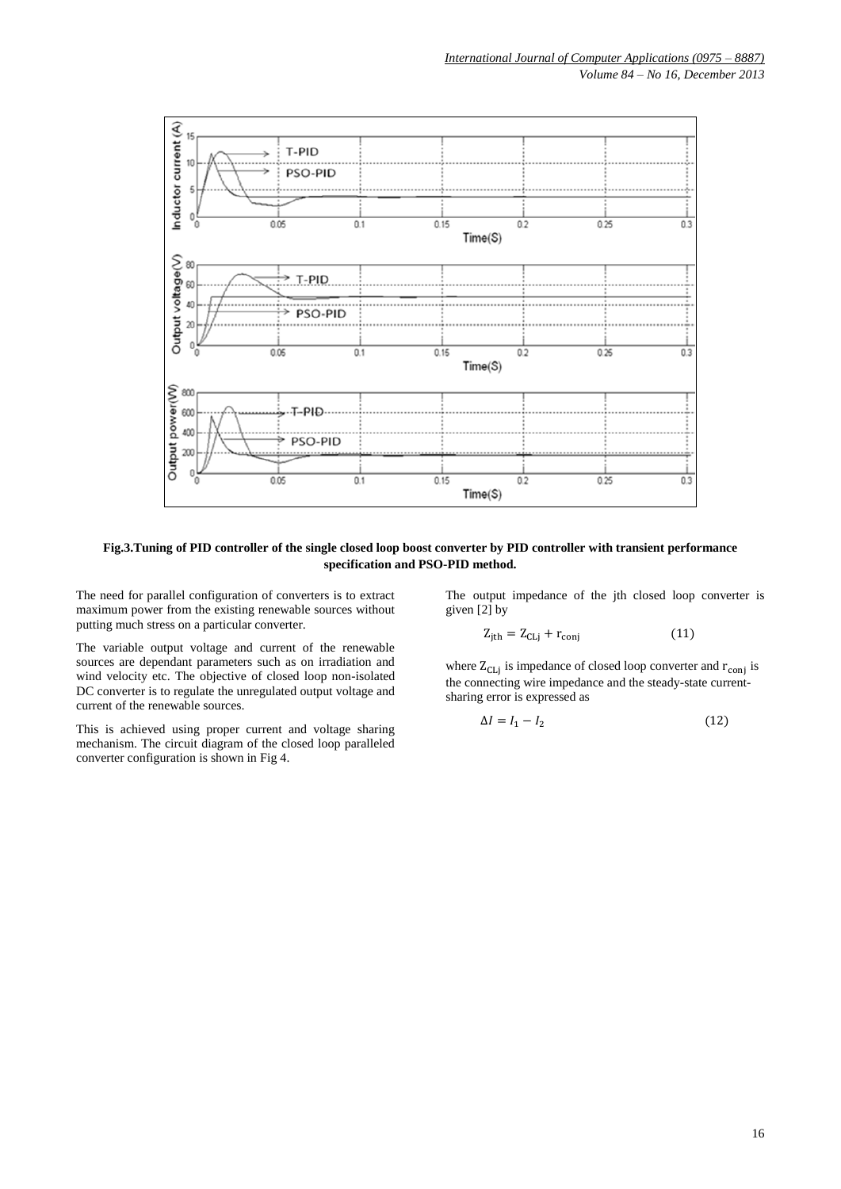**Fig.3.Tuning of PID controller of the single closed loop boost converter by PID controller with transient performance specification and PSO-PID method.**

The need for parallel configuration of converters is to extract maximum power from the existing renewable sources without putting much stress on a particular converter.

The variable output voltage and current of the renewable sources are dependant parameters such as on irradiation and wind velocity etc. The objective of closed loop non-isolated DC converter is to regulate the unregulated output voltage and current of the renewable sources.

This is achieved using proper current and voltage sharing mechanism. The circuit diagram of the closed loop paralleled converter configuration is shown in Fig 4.

The output impedance of the jth closed loop converter is given [2] by

$$Z_{jth} = Z_{CLj} + r_{conj} \quad (11)$$

where $Z_{CLj}$ is impedance of closed loop converter and $r_{conj}$ is the connecting wire impedance and the steady-state current-sharing error is expressed as

$$\Delta I = I_1 - I_2 \quad (12)$$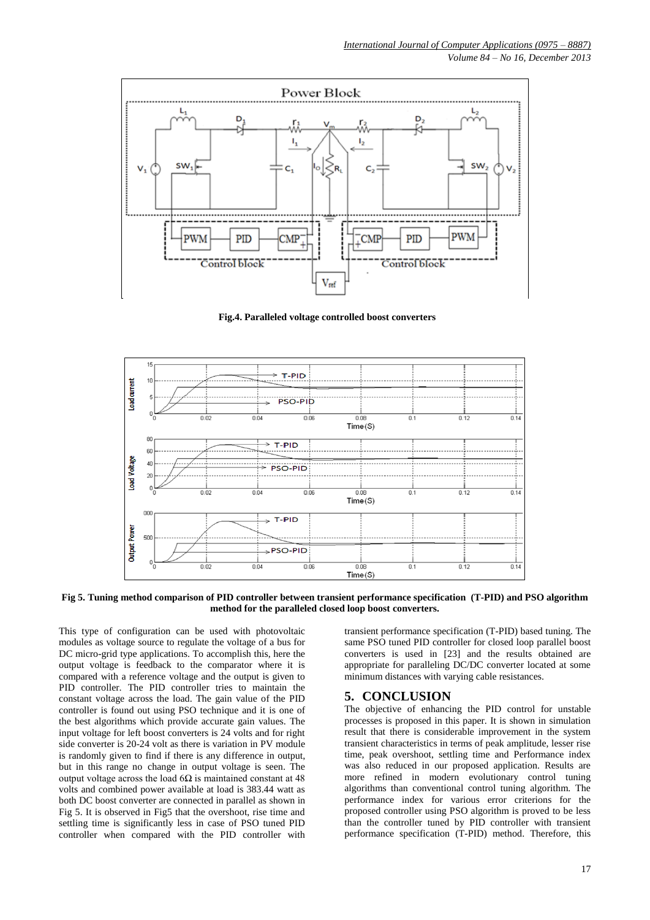Fig.4. Paralleled voltage controlled boost converters

Fig 5. Tuning method comparison of PID controller between transient performance specification (T-PID) and PSO algorithm method for the paralleled closed loop boost converters.

This type of configuration can be used with photovoltaic modules as voltage source to regulate the voltage of a bus for DC micro-grid type applications. To accomplish this, here the output voltage is feedback to the comparator where it is compared with a reference voltage and the output is given to PID controller. The PID controller tries to maintain the constant voltage across the load. The gain value of the PID controller is found out using PSO technique and it is one of the best algorithms which provide accurate gain values. The input voltage for left boost converters is 24 volts and for right side converter is 20-24 volt as there is variation in PV module is randomly given to find if there is any difference in output, but in this range no change in output voltage is seen. The output voltage across the load $6\Omega$ is maintained constant at 48 volts and combined power available at load is 383.44 watt as both DC boost converter are connected in parallel as shown in Fig 5. It is observed in Fig5 that the overshoot, rise time and settling time is significantly less in case of PSO tuned PID controller when compared with the PID controller with transient performance specification (T-PID) based tuning. The same PSO tuned PID controller for closed loop parallel boost converters is used in [23] and the results obtained are appropriate for paralleling DC/DC converter located at some minimum distances with varying cable resistances.

## 5. CONCLUSION

The objective of enhancing the PID control for unstable processes is proposed in this paper. It is shown in simulation result that there is considerable improvement in the system transient characteristics in terms of peak amplitude, lesser rise time, peak overshoot, settling time and Performance index was also reduced in our proposed application. Results are more refined in modern evolutionary control tuning algorithms than conventional control tuning algorithm. The performance index for various error criterions for the proposed controller using PSO algorithm is proved to be less than the controller tuned by PID controller with transient performance specification (T-PID) method. Therefore, this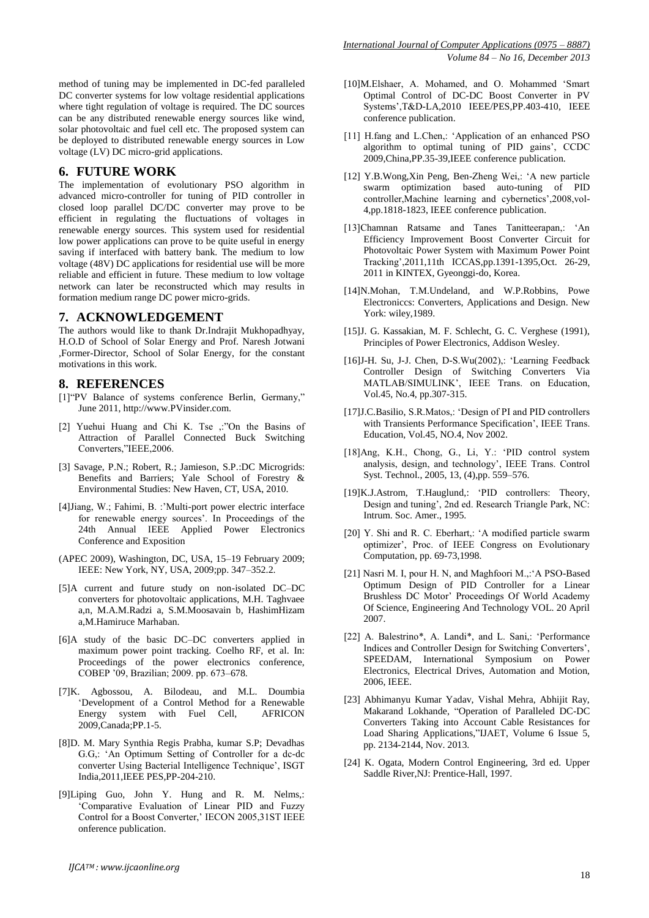method of tuning may be implemented in DC-fed paralleled DC converter systems for low voltage residential applications where tight regulation of voltage is required. The DC sources can be any distributed renewable energy sources like wind, solar photovoltaic and fuel cell etc. The proposed system can be deployed to distributed renewable energy sources in Low voltage (LV) DC micro-grid applications.

## 6. FUTURE WORK

The implementation of evolutionary PSO algorithm in advanced micro-controller for tuning of PID controller in closed loop parallel DC/DC converter may prove to be efficient in regulating the fluctuations of voltages in renewable energy sources. This system used for residential low power applications can prove to be quite useful in energy saving if interfaced with battery bank. The medium to low voltage (48V) DC applications for residential use will be more reliable and efficient in future. These medium to low voltage network can later be reconstructed which may results in formation medium range DC power micro-grids.

## 7. ACKNOWLEDGEMENT

The authors would like to thank Dr.Indrajit Mukhopadhyay, H.O.D of School of Solar Energy and Prof. Naresh Jotwani ,Former-Director, School of Solar Energy, for the constant motivations in this work.

## 8. REFERENCES

[1]"PV Balance of systems conference Berlin, Germany," June 2011, http://www.PVinsider.com.

[2] Yuehui Huang and Chi K. Tse ,:"On the Basins of Attraction of Parallel Connected Buck Switching Converters,"IEEE,2006.

[3] Savage, P.N.; Robert, R.; Jamieson, S.P.:DC Microgrids: Benefits and Barriers; Yale School of Forestry & Environmental Studies: New Haven, CT, USA, 2010.

[4]Jiang, W.; Fahimi, B. :'Multi-port power electric interface for renewable energy sources'. In Proceedings of the 24th Annual IEEE Applied Power Electronics Conference and Exposition

(APEC 2009), Washington, DC, USA, 15–19 February 2009; IEEE: New York, NY, USA, 2009;pp. 347–352.2.

[5]A current and future study on non-isolated DC–DC converters for photovoltaic applications, M.H. Taghvaee a,n, M.A.M.Radzi a, S.M.Moosavain b, HashimHizam a,M.Hamiruce Marhaban.

[6]A study of the basic DC–DC converters applied in maximum power point tracking. Coelho RF, et al. In: Proceedings of the power electronics conference, COBEP '09, Brazilian; 2009. pp. 673–678.

[7]K. Agbossou, A. Bilodeau, and M.L. Doumbia 'Development of a Control Method for a Renewable Energy system with Fuel Cell, AFRICON 2009,Canada;PP.1-5.

[8]D. M. Mary Synthia Regis Prabha, kumar S.P; Devadhas G.G,: 'An Optimum Setting of Controller for a dc-dc converter Using Bacterial Intelligence Technique', ISGT India,2011,IEEE PES,PP-204-210.

[9]Liping Guo, John Y. Hung and R. M. Nelms,: 'Comparative Evaluation of Linear PID and Fuzzy Control for a Boost Converter,' IECON 2005,31ST IEEE onference publication.

[10]M.Elshaer, A. Mohamed, and O. Mohammed 'Smart Optimal Control of DC-DC Boost Converter in PV Systems',T&D-LA,2010 IEEE/PES,PP.403-410, IEEE conference publication.

[11] H.fang and L.Chen,: 'Application of an enhanced PSO algorithm to optimal tuning of PID gains', CCDC 2009,China,PP.35-39,IEEE conference publication.

[12] Y.B.Wong,Xin Peng, Ben-Zheng Wei,: 'A new particle swarm optimization based auto-tuning of PID controller,Machine learning and cybernetics',2008,vol-4,pp.1818-1823, IEEE conference publication.

[13]Chamnan Ratsame and Tanes Tanitteerapan,: 'An Efficiency Improvement Boost Converter Circuit for Photovoltaic Power System with Maximum Power Point Tracking',2011,11th ICCAS,pp.1391-1395,Oct. 26-29, 2011 in KINTEX, Gyeonggi-do, Korea.

[14]N.Mohan, T.M.Undeland, and W.P.Robbins, Powe Electronicc s: Converters, Applications and Design. New York: wiley,1989.

[15]J. G. Kassakian, M. F. Schlecht, G. C. Verghese (1991), Principles of Power Electronics, Addison Wesley.

[16]J-H. Su, J-J. Chen, D-S.Wu(2002),: 'Learning Feedback Controller Design of Switching Converters Via MATLAB/SIMULINK', IEEE Trans. on Education, Vol.45, No.4, pp.307-315.

[17]J.C.Basilio, S.R.Matos,: 'Design of PI and PID controllers with Transients Performance Specification', IEEE Trans. Education, Vol.45, NO.4, Nov 2002.

[18]Ang, K.H., Chong, G., Li, Y.: 'PID control system analysis, design, and technology', IEEE Trans. Control Syst. Technol., 2005, 13, (4),pp. 559–576.

[19]K.J.Astrom, T.Hauglund,: 'PID controllers: Theory, Design and tuning', 2nd ed. Research Triangle Park, NC: Intrum. Soc. Amer., 1995.

[20] Y. Shi and R. C. Eberhart,: 'A modified particle swarm optimizer', Proc. of IEEE Congress on Evolutionary Computation, pp. 69-73,1998.

[21] Nasri M. I, pour H. N, and Maghfoori M.,:'A PSO-Based Optimum Design of PID Controller for a Linear Brushless DC Motor' Proceedings Of World Academy Of Science, Engineering And Technology VOL. 20 April 2007.

[22] A. Balestrino*, A. Landi*, and L. Sani,: 'Performance Indices and Controller Design for Switching Converters', SPEEDAM, International Symposium on Power Electronics, Electrical Drives, Automation and Motion, 2006, IEEE.

[23] Abhimanyu Kumar Yadav, Vishal Mehra, Abhijit Ray, Makarand Lokhande, "Operation of Paralleled DC-DC Converters Taking into Account Cable Resistances for Load Sharing Applications,"IJAET, Volume 6 Issue 5, pp. 2134-2144, Nov. 2013.

[24] K. Ogata, Modern Control Engineering, 3rd ed. Upper Saddle River,NJ: Prentice-Hall, 1997.